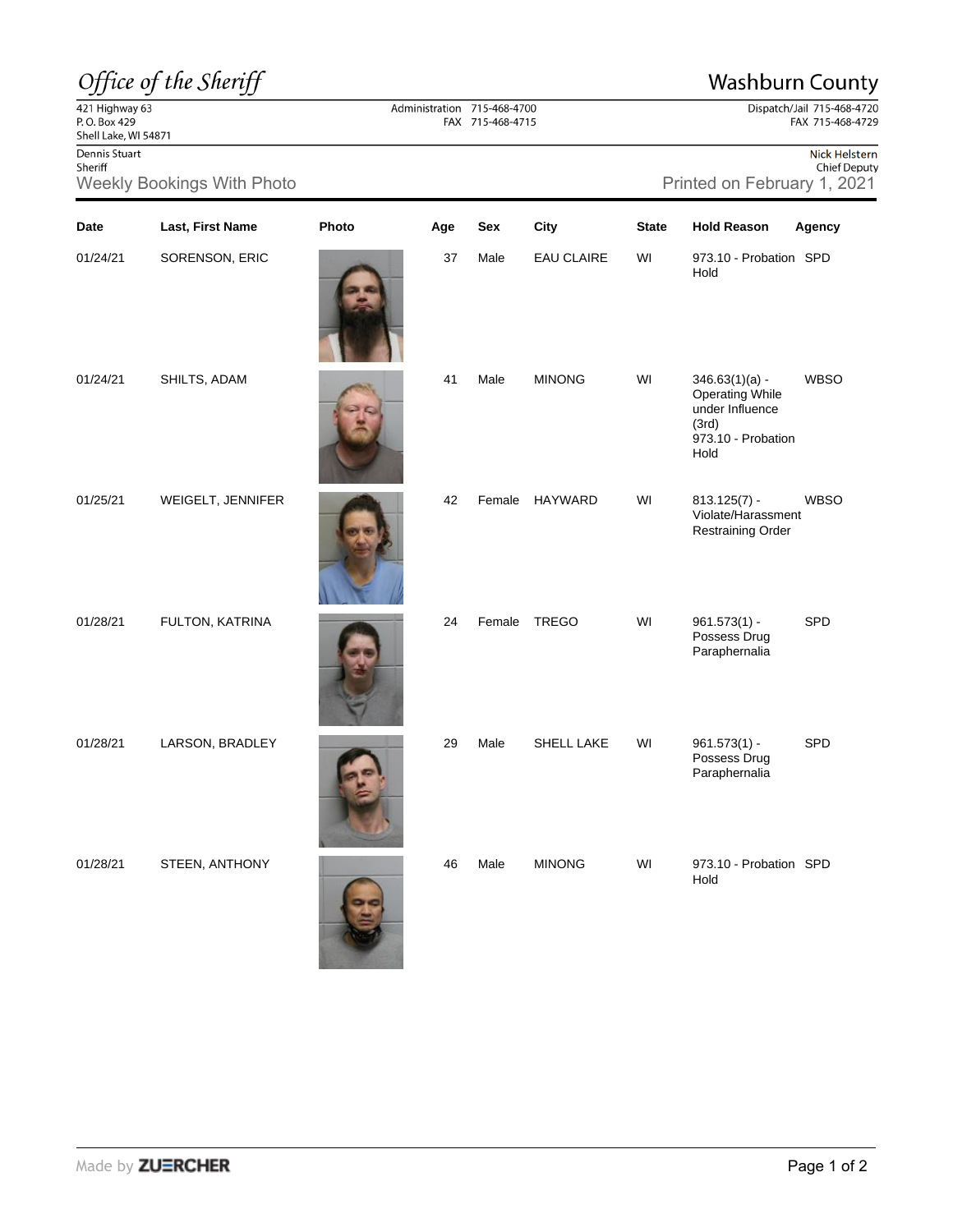# *Office of the Sheriff*

## Washburn County

421 Highway 63
P. O. Box 429
Shell Lake, WI 54871

Administration 715-468-4700
FAX 715-468-4715

Dispatch/Jail 715-468-4720
FAX 715-468-4729

Dennis Stuart
Sheriff

Nick Helstern
Chief Deputy

### Weekly Bookings With Photo

Printed on February 1, 2021

| Date | Last, First Name | Photo | Age | Sex | City | State | Hold Reason | Agency |
|---|---|---|---|---|---|---|---|---|
| 01/24/21 | SORENSON, ERIC | | 37 | Male | EAU CLAIRE | WI | 973.10 - Probation Hold | SPD |
| 01/24/21 | SHILTS, ADAM | | 41 | Male | MINONG | WI | 346.63(1)(a) - Operating While under Influence (3rd)<br>973.10 - Probation Hold | WBSO |
| 01/25/21 | WEIGELT, JENNIFER | | 42 | Female | HAYWARD | WI | 813.125(7) - Violate/Harassment Restraining Order | WBSO |
| 01/28/21 | FULTON, KATRINA | | 24 | Female | TREGO | WI | 961.573(1) - Possess Drug Paraphernalia | SPD |
| 01/28/21 | LARSON, BRADLEY | | 29 | Male | SHELL LAKE | WI | 961.573(1) - Possess Drug Paraphernalia | SPD |
| 01/28/21 | STEEN, ANTHONY | | 46 | Male | MINONG | WI | 973.10 - Probation Hold | SPD |

Made by ZUERCHER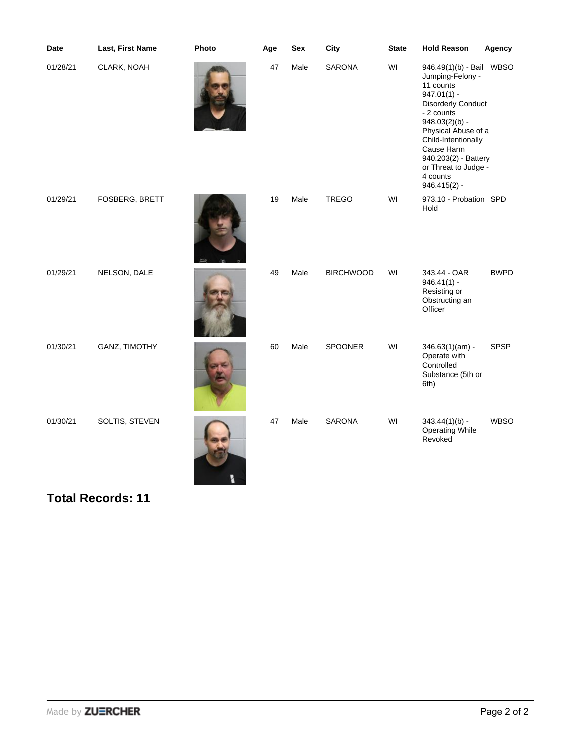| Date | Last, First Name | Photo | Age | Sex | City | State | Hold Reason | Agency |
|---|---|---|---|---|---|---|---|---|
| 01/28/21 | CLARK, NOAH | | 47 | Male | SARONA | WI | 946.49(1)(b) - Bail Jumping-Felony - 11 counts 947.01(1) - Disorderly Conduct - 2 counts 948.03(2)(b) - Physical Abuse of a Child-Intentionally Cause Harm 940.203(2) - Battery or Threat to Judge - 4 counts 946.415(2) - | WBSO |
| 01/29/21 | FOSBERG, BRETT | | 19 | Male | TREGO | WI | 973.10 - Probation Hold | SPD |
| 01/29/21 | NELSON, DALE | | 49 | Male | BIRCHWOOD | WI | 343.44 - OAR 946.41(1) - Resisting or Obstructing an Officer | BWPD |
| 01/30/21 | GANZ, TIMOTHY | | 60 | Male | SPOONER | WI | 346.63(1)(am) - Operate with Controlled Substance (5th or 6th) | SPSP |
| 01/30/21 | SOLTIS, STEVEN | | 47 | Male | SARONA | WI | 343.44(1)(b) - Operating While Revoked | WBSO |

## Total Records: 11